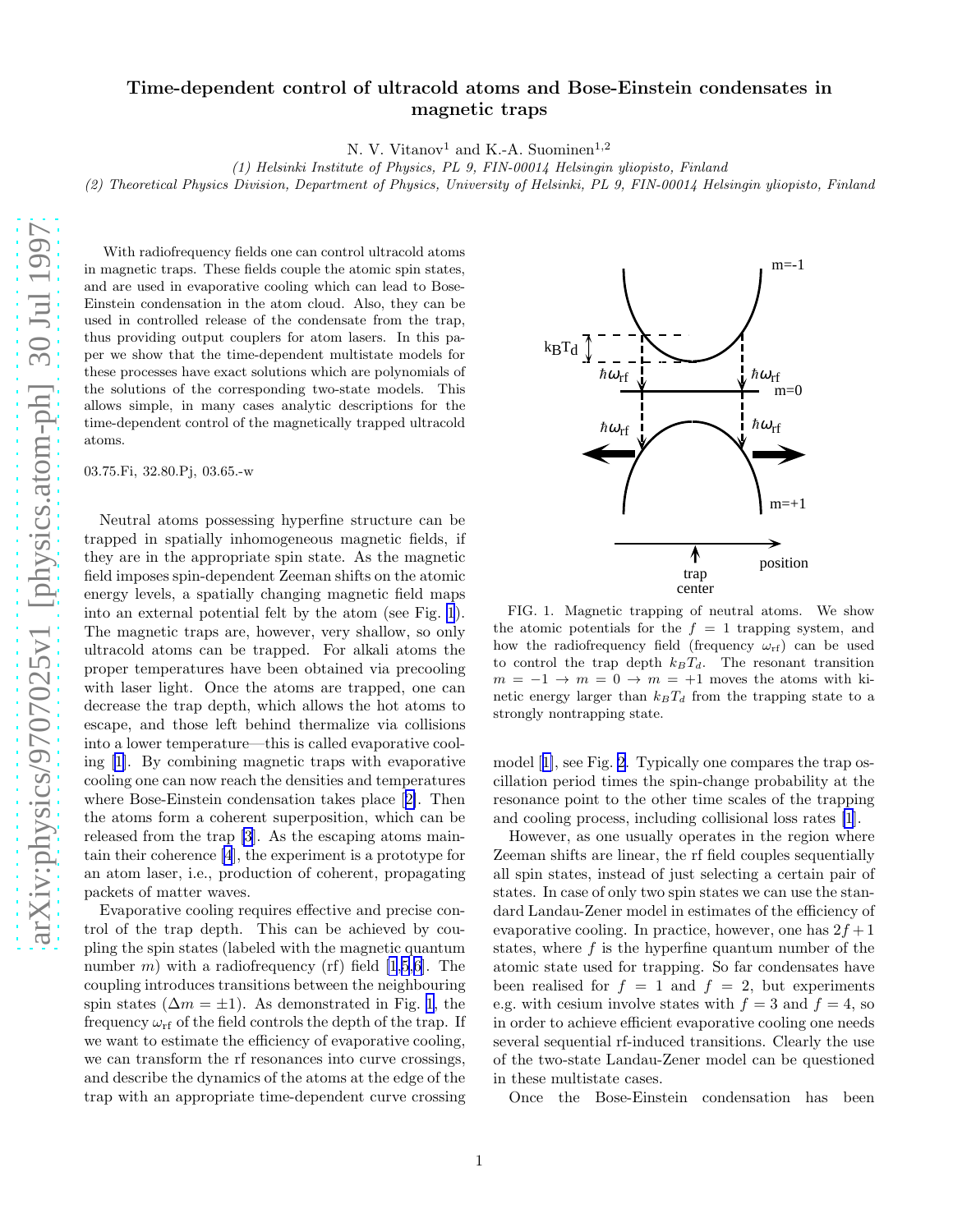# Time-dependent control of ultracold atoms and Bose-Einstein condensates in magnetic traps

N. V. Vitanov[1] and K.-A. Suominen[1,2]

*(1) Helsinki Institute of Physics, PL 9, FIN-00014 Helsingin yliopisto, Finland*
*(2) Theoretical Physics Division, Department of Physics, University of Helsinki, PL 9, FIN-00014 Helsingin yliopisto, Finland*

With radiofrequency fields one can control ultracold atoms in magnetic traps. These fields couple the atomic spin states, and are used in evaporative cooling which can lead to Bose-Einstein condensation in the atom cloud. Also, they can be used in controlled release of the condensate from the trap, thus providing output couplers for atom lasers. In this paper we show that the time-dependent multistate models for these processes have exact solutions which are polynomials of the solutions of the corresponding two-state models. This allows simple, in many cases analytic descriptions for the time-dependent control of the magnetically trapped ultracold atoms.

03.75.Fi, 32.80.Pj, 03.65.-w

Neutral atoms possessing hyperfine structure can be trapped in spatially inhomogeneous magnetic fields, if they are in the appropriate spin state. As the magnetic field imposes spin-dependent Zeeman shifts on the atomic energy levels, a spatially changing magnetic field maps into an external potential felt by the atom (see Fig. 1). The magnetic traps are, however, very shallow, so only ultracold atoms can be trapped. For alkali atoms the proper temperatures have been obtained via precooling with laser light. Once the atoms are trapped, one can decrease the trap depth, which allows the hot atoms to escape, and those left behind thermalize via collisions into a lower temperature—this is called evaporative cooling [1]. By combining magnetic traps with evaporative cooling one can now reach the densities and temperatures where Bose-Einstein condensation takes place [2]. Then the atoms form a coherent superposition, which can be released from the trap [3]. As the escaping atoms maintain their coherence [4], the experiment is a prototype for an atom laser, i.e., production of coherent, propagating packets of matter waves.

Evaporative cooling requires effective and precise control of the trap depth. This can be achieved by coupling the spin states (labeled with the magnetic quantum number $m$) with a radiofrequency (rf) field [1,5,6]. The coupling introduces transitions between the neighbouring spin states ($\Delta m = \pm 1$). As demonstrated in Fig. 1, the frequency $\omega_{\rm rf}$ of the field controls the depth of the trap. If we want to estimate the efficiency of evaporative cooling, we can transform the rf resonances into curve crossings, and describe the dynamics of the atoms at the edge of the trap with an appropriate time-dependent curve crossing model [1], see Fig. 2. Typically one compares the trap oscillation period times the spin-change probability at the resonance point to the other time scales of the trapping and cooling process, including collisional loss rates [1].

FIG. 1. Magnetic trapping of neutral atoms. We show the atomic potentials for the $f = 1$ trapping system, and how the radiofrequency field (frequency $\omega_{\rm rf}$) can be used to control the trap depth $k_BT_d$. The resonant transition $m = -1 \to m = 0 \to m = +1$ moves the atoms with kinetic energy larger than $k_BT_d$ from the trapping state to a strongly nontrapping state.

However, as one usually operates in the region where Zeeman shifts are linear, the rf field couples sequentially all spin states, instead of just selecting a certain pair of states. In case of only two spin states we can use the standard Landau-Zener model in estimates of the efficiency of evaporative cooling. In practice, however, one has $2f+1$ states, where $f$ is the hyperfine quantum number of the atomic state used for trapping. So far condensates have been realised for $f = 1$ and $f = 2$, but experiments e.g. with cesium involve states with $f = 3$ and $f = 4$, so in order to achieve efficient evaporative cooling one needs several sequential rf-induced transitions. Clearly the use of the two-state Landau-Zener model can be questioned in these multistate cases.

Once the Bose-Einstein condensation has been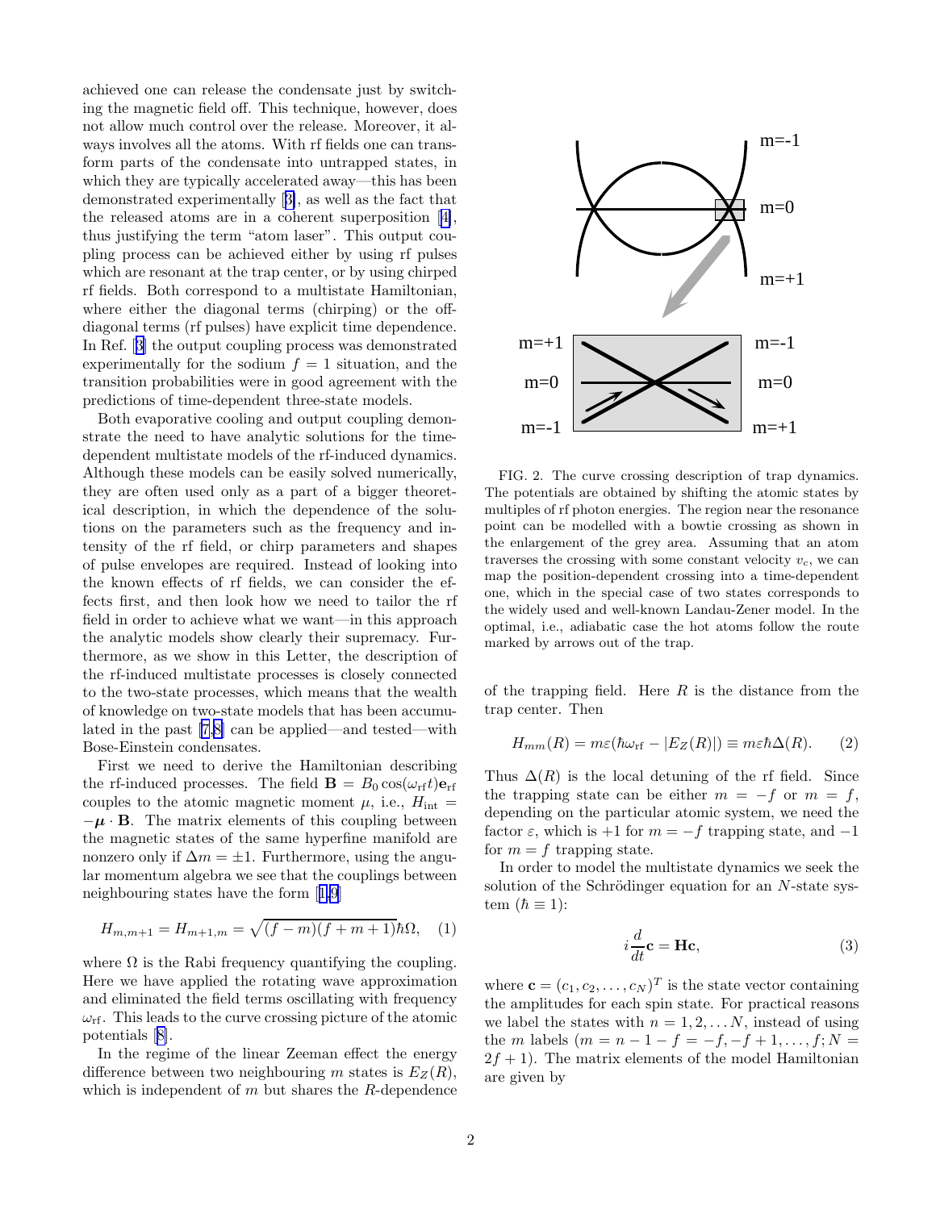achieved one can release the condensate just by switching the magnetic field off. This technique, however, does not allow much control over the release. Moreover, it always involves all the atoms. With rf fields one can transform parts of the condensate into untrapped states, in which they are typically accelerated away—this has been demonstrated experimentally [3], as well as the fact that the released atoms are in a coherent superposition [4], thus justifying the term "atom laser". This output coupling process can be achieved either by using rf pulses which are resonant at the trap center, or by using chirped rf fields. Both correspond to a multistate Hamiltonian, where either the diagonal terms (chirping) or the off-diagonal terms (rf pulses) have explicit time dependence. In Ref. [3] the output coupling process was demonstrated experimentally for the sodium $f = 1$ situation, and the transition probabilities were in good agreement with the predictions of time-dependent three-state models.

Both evaporative cooling and output coupling demonstrate the need to have analytic solutions for the time-dependent multistate models of the rf-induced dynamics. Although these models can be easily solved numerically, they are often used only as a part of a bigger theoretical description, in which the dependence of the solutions on the parameters such as the frequency and intensity of the rf field, or chirp parameters and shapes of pulse envelopes are required. Instead of looking into the known effects of rf fields, we can consider the effects first, and then look how we need to tailor the rf field in order to achieve what we want—in this approach the analytic models show clearly their supremacy. Furthermore, as we show in this Letter, the description of the rf-induced multistate processes is closely connected to the two-state processes, which means that the wealth of knowledge on two-state models that has been accumulated in the past [7,8] can be applied—and tested—with Bose-Einstein condensates.

First we need to derive the Hamiltonian describing the rf-induced processes. The field $\mathbf{B} = B_0 \cos(\omega_{\rm rf} t)\mathbf{e}_{\rm rf}$ couples to the atomic magnetic moment $\mu$, i.e., $H_{\rm int} = -\boldsymbol{\mu}\cdot\mathbf{B}$. The matrix elements of this coupling between the magnetic states of the same hyperfine manifold are nonzero only if $\Delta m = \pm 1$. Furthermore, using the angular momentum algebra we see that the couplings between neighbouring states have the form [1,9]

$$H_{m,m+1} = H_{m+1,m} = \sqrt{(f-m)(f+m+1)}\hbar\Omega, \quad (1)$$

where $\Omega$ is the Rabi frequency quantifying the coupling. Here we have applied the rotating wave approximation and eliminated the field terms oscillating with frequency $\omega_{\rm rf}$. This leads to the curve crossing picture of the atomic potentials [8].

In the regime of the linear Zeeman effect the energy difference between two neighbouring $m$ states is $E_Z(R)$, which is independent of $m$ but shares the $R$-dependence of the trapping field. Here $R$ is the distance from the trap center. Then

$$H_{mm}(R) = m\varepsilon(\hbar\omega_{\rm rf} - |E_Z(R)|) \equiv m\varepsilon\hbar\Delta(R). \quad (2)$$

Thus $\Delta(R)$ is the local detuning of the rf field. Since the trapping state can be either $m = -f$ or $m = f$, depending on the particular atomic system, we need the factor $\varepsilon$, which is $+1$ for $m = -f$ trapping state, and $-1$ for $m = f$ trapping state.

FIG. 2. The curve crossing description of trap dynamics. The potentials are obtained by shifting the atomic states by multiples of rf photon energies. The region near the resonance point can be modelled with a bowtie crossing as shown in the enlargement of the grey area. Assuming that an atom traverses the crossing with some constant velocity $v_c$, we can map the position-dependent crossing into a time-dependent one, which in the special case of two states corresponds to the widely used and well-known Landau-Zener model. In the optimal, i.e., adiabatic case the hot atoms follow the route marked by arrows out of the trap.

In order to model the multistate dynamics we seek the solution of the Schrödinger equation for an $N$-state system ($\hbar \equiv 1$):

$$i\frac{d}{dt}\mathbf{c} = \mathbf{H}\mathbf{c}, \quad (3)$$

where $\mathbf{c} = (c_1, c_2, \ldots, c_N)^T$ is the state vector containing the amplitudes for each spin state. For practical reasons we label the states with $n = 1, 2, \ldots N$, instead of using the $m$ labels ($m = n-1-f = -f, -f+1, \ldots, f; N = 2f+1$). The matrix elements of the model Hamiltonian are given by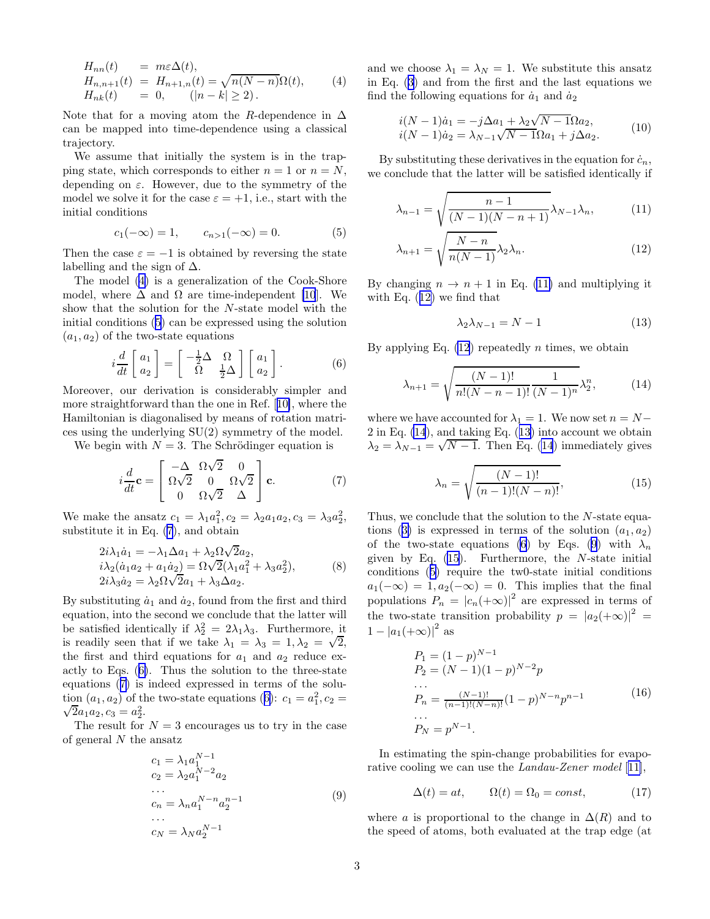$$
\begin{aligned}
H_{nn}(t) &= m\varepsilon\Delta(t), \\
H_{n,n+1}(t) &= H_{n+1,n}(t) = \sqrt{n(N-n)}\Omega(t), \\
H_{nk}(t) &= 0, \qquad (|n-k| \geq 2).
\end{aligned} \tag{4}
$$

Note that for a moving atom the $R$-dependence in $\Delta$ can be mapped into time-dependence using a classical trajectory.

We assume that initially the system is in the trapping state, which corresponds to either $n = 1$ or $n = N$, depending on $\varepsilon$. However, due to the symmetry of the model we solve it for the case $\varepsilon = +1$, i.e., start with the initial conditions

$$
c_1(-\infty) = 1, \qquad c_{n>1}(-\infty) = 0. \tag{5}
$$

Then the case $\varepsilon = -1$ is obtained by reversing the state labelling and the sign of $\Delta$.

The model (4) is a generalization of the Cook-Shore model, where $\Delta$ and $\Omega$ are time-independent [10]. We show that the solution for the $N$-state model with the initial conditions (5) can be expressed using the solution $(a_1, a_2)$ of the two-state equations

$$
i\frac{d}{dt}\left[\begin{array}{c} a_1 \\ a_2 \end{array}\right] = \left[\begin{array}{cc} -\frac{1}{2}\Delta & \Omega \\ \Omega & \frac{1}{2}\Delta \end{array}\right]\left[\begin{array}{c} a_1 \\ a_2 \end{array}\right]. \tag{6}
$$

Moreover, our derivation is considerably simpler and more straightforward than the one in Ref. [10], where the Hamiltonian is diagonalised by means of rotation matrices using the underlying SU(2) symmetry of the model.

We begin with $N = 3$. The Schrödinger equation is

$$
i\frac{d}{dt}\mathbf{c} = \left[\begin{array}{ccc} -\Delta & \Omega\sqrt{2} & 0 \\ \Omega\sqrt{2} & 0 & \Omega\sqrt{2} \\ 0 & \Omega\sqrt{2} & \Delta \end{array}\right]\mathbf{c}. \tag{7}
$$

We make the ansatz $c_1 = \lambda_1 a_1^2, c_2 = \lambda_2 a_1 a_2, c_3 = \lambda_3 a_2^2$, substitute it in Eq. (7), and obtain

$$
\begin{aligned}
2i\lambda_1\dot{a}_1 &= -\lambda_1\Delta a_1 + \lambda_2\Omega\sqrt{2}a_2, \\
i\lambda_2(\dot{a}_1 a_2 + a_1\dot{a}_2) &= \Omega\sqrt{2}(\lambda_1 a_1^2 + \lambda_3 a_2^2), \\
2i\lambda_3\dot{a}_2 &= \lambda_2\Omega\sqrt{2}a_1 + \lambda_3\Delta a_2.
\end{aligned} \tag{8}
$$

By substituting $\dot{a}_1$ and $\dot{a}_2$, found from the first and third equation, into the second we conclude that the latter will be satisfied identically if $\lambda_2^2 = 2\lambda_1\lambda_3$. Furthermore, it is readily seen that if we take $\lambda_1 = \lambda_3 = 1, \lambda_2 = \sqrt{2}$, the first and third equations for $a_1$ and $a_2$ reduce exactly to Eqs. (6). Thus the solution to the three-state equations (7) is indeed expressed in terms of the solution $(a_1, a_2)$ of the two-state equations (6): $c_1 = a_1^2, c_2 = \sqrt{2}a_1 a_2, c_3 = a_2^2$.

The result for $N = 3$ encourages us to try in the case of general $N$ the ansatz

$$
\begin{aligned}
c_1 &= \lambda_1 a_1^{N-1} \\
c_2 &= \lambda_2 a_1^{N-2} a_2 \\
&\dots \\
c_n &= \lambda_n a_1^{N-n} a_2^{n-1} \\
&\dots \\
c_N &= \lambda_N a_2^{N-1}
\end{aligned} \tag{9}
$$

and we choose $\lambda_1 = \lambda_N = 1$. We substitute this ansatz in Eq. (3) and from the first and the last equations we find the following equations for $\dot{a}_1$ and $\dot{a}_2$

$$
\begin{aligned}
i(N-1)\dot{a}_1 &= -j\Delta a_1 + \lambda_2\sqrt{N-1}\Omega a_2, \\
i(N-1)\dot{a}_2 &= \lambda_{N-1}\sqrt{N-1}\Omega a_1 + j\Delta a_2.
\end{aligned} \tag{10}
$$

By substituting these derivatives in the equation for $\dot{c}_n$, we conclude that the latter will be satisfied identically if

$$
\lambda_{n-1} = \sqrt{\frac{n-1}{(N-1)(N-n+1)}}\lambda_{N-1}\lambda_n, \tag{11}
$$

$$
\lambda_{n+1} = \sqrt{\frac{N-n}{n(N-1)}}\lambda_2\lambda_n. \tag{12}
$$

By changing $n \to n+1$ in Eq. (11) and multiplying it with Eq. (12) we find that

$$
\lambda_2\lambda_{N-1} = N-1 \tag{13}
$$

By applying Eq. (12) repeatedly $n$ times, we obtain

$$
\lambda_{n+1} = \sqrt{\frac{(N-1)!}{n!(N-n-1)!}\frac{1}{(N-1)^n}\lambda_2^n}, \tag{14}
$$

where we have accounted for $\lambda_1 = 1$. We now set $n = N-2$ in Eq. (14), and taking Eq. (13) into account we obtain $\lambda_2 = \lambda_{N-1} = \sqrt{N-1}$. Then Eq. (14) immediately gives

$$
\lambda_n = \sqrt{\frac{(N-1)!}{(n-1)!(N-n)!}}, \tag{15}
$$

Thus, we conclude that the solution to the $N$-state equations (3) is expressed in terms of the solution $(a_1, a_2)$ of the two-state equations (6) by Eqs. (9) with $\lambda_n$ given by Eq. (15). Furthermore, the $N$-state initial conditions (5) require the tw0-state initial conditions $a_1(-\infty) = 1, a_2(-\infty) = 0$. This implies that the final populations $P_n = |c_n(+\infty)|^2$ are expressed in terms of the two-state transition probability $p = |a_2(+\infty)|^2 = 1 - |a_1(+\infty)|^2$ as

$$
\begin{aligned}
P_1 &= (1-p)^{N-1} \\
P_2 &= (N-1)(1-p)^{N-2}p \\
&\dots \\
P_n &= \tfrac{(N-1)!}{(n-1)!(N-n)!}(1-p)^{N-n}p^{n-1} \\
&\dots \\
P_N &= p^{N-1}.
\end{aligned} \tag{16}
$$

In estimating the spin-change probabilities for evaporative cooling we can use the *Landau-Zener model* [11],

$$
\Delta(t) = at, \qquad \Omega(t) = \Omega_0 = const, \tag{17}
$$

where $a$ is proportional to the change in $\Delta(R)$ and to the speed of atoms, both evaluated at the trap edge (at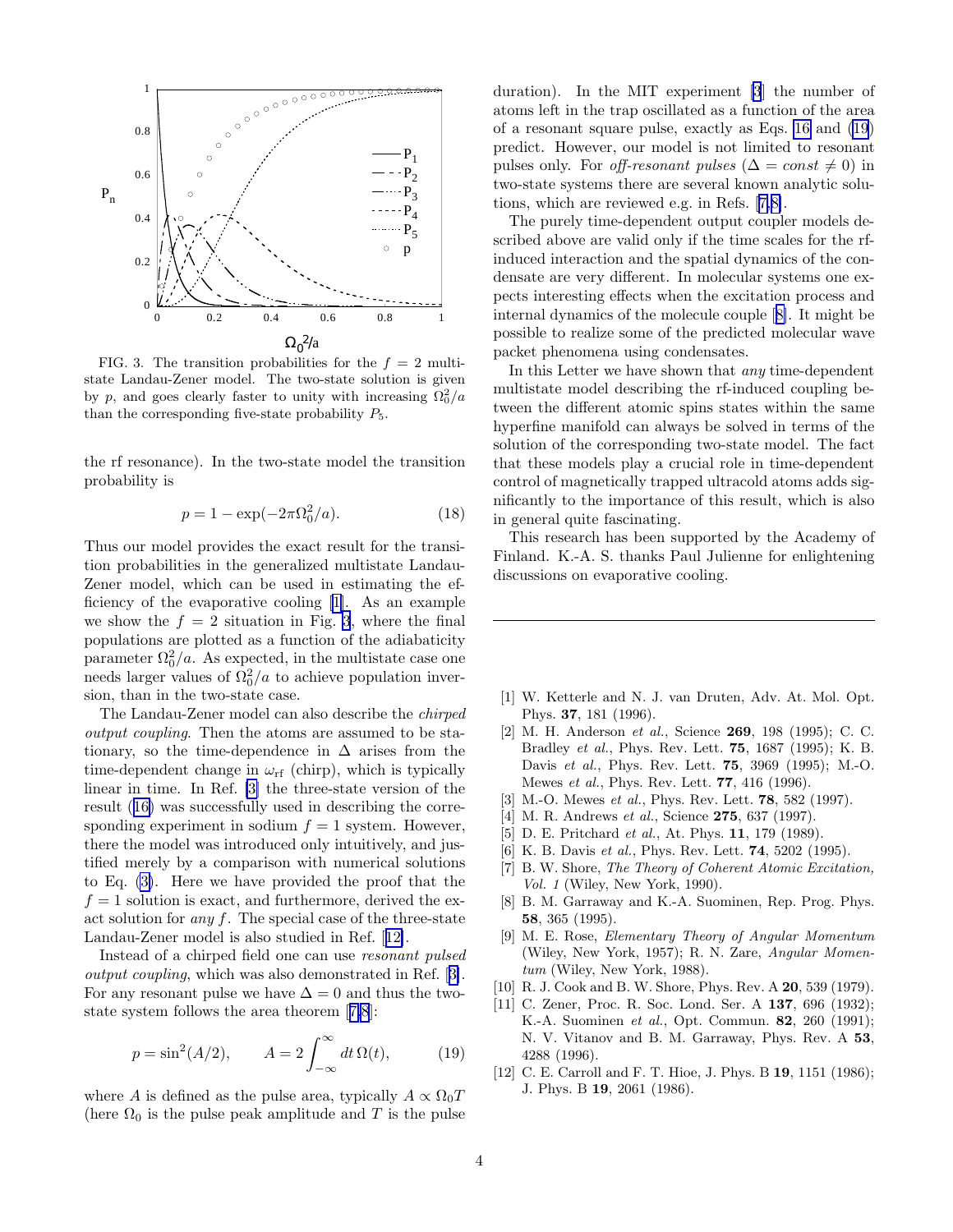1

0.8

0.6

$P_n$

0.4

0.2

0

0 0.2 0.4 0.6 0.8 1

$\Omega_0^2/a$

$P_1$
$P_2$
$P_3$
$P_4$
$P_5$
p

FIG. 3. The transition probabilities for the $f = 2$ multistate Landau-Zener model. The two-state solution is given by $p$, and goes clearly faster to unity with increasing $\Omega_0^2/a$ than the corresponding five-state probability $P_5$.

the rf resonance). In the two-state model the transition probability is

$$p = 1 - \exp(-2\pi\Omega_0^2/a). \tag{18}$$

Thus our model provides the exact result for the transition probabilities in the generalized multistate Landau-Zener model, which can be used in estimating the efficiency of the evaporative cooling [1]. As an example we show the $f = 2$ situation in Fig. 3, where the final populations are plotted as a function of the adiabaticity parameter $\Omega_0^2/a$. As expected, in the multistate case one needs larger values of $\Omega_0^2/a$ to achieve population inversion, than in the two-state case.

The Landau-Zener model can also describe the *chirped output coupling*. Then the atoms are assumed to be stationary, so the time-dependence in $\Delta$ arises from the time-dependent change in $\omega_{\rm rf}$ (chirp), which is typically linear in time. In Ref. [3] the three-state version of the result (16) was successfully used in describing the corresponding experiment in sodium $f = 1$ system. However, there the model was introduced only intuitively, and justified merely by a comparison with numerical solutions to Eq. (3). Here we have provided the proof that the $f = 1$ solution is exact, and furthermore, derived the exact solution for *any* $f$. The special case of the three-state Landau-Zener model is also studied in Ref. [12].

Instead of a chirped field one can use *resonant pulsed output coupling*, which was also demonstrated in Ref. [3]. For any resonant pulse we have $\Delta = 0$ and thus the two-state system follows the area theorem [7,8]:

$$p = \sin^2(A/2), \qquad A = 2\int_{-\infty}^{\infty} dt\, \Omega(t), \tag{19}$$

where $A$ is defined as the pulse area, typically $A \propto \Omega_0 T$ (here $\Omega_0$ is the pulse peak amplitude and $T$ is the pulse duration). In the MIT experiment [3] the number of atoms left in the trap oscillated as a function of the area of a resonant square pulse, exactly as Eqs. 16 and (19) predict. However, our model is not limited to resonant pulses only. For *off-resonant pulses* ($\Delta = const \neq 0$) in two-state systems there are several known analytic solutions, which are reviewed e.g. in Refs. [7,8].

The purely time-dependent output coupler models described above are valid only if the time scales for the rf-induced interaction and the spatial dynamics of the condensate are very different. In molecular systems one expects interesting effects when the excitation process and internal dynamics of the molecule couple [8]. It might be possible to realize some of the predicted molecular wave packet phenomena using condensates.

In this Letter we have shown that *any* time-dependent multistate model describing the rf-induced coupling between the different atomic spins states within the same hyperfine manifold can always be solved in terms of the solution of the corresponding two-state model. The fact that these models play a crucial role in time-dependent control of magnetically trapped ultracold atoms adds significantly to the importance of this result, which is also in general quite fascinating.

This research has been supported by the Academy of Finland. K.-A. S. thanks Paul Julienne for enlightening discussions on evaporative cooling.

---

[1] W. Ketterle and N. J. van Druten, Adv. At. Mol. Opt. Phys. **37**, 181 (1996).

[2] M. H. Anderson *et al.*, Science **269**, 198 (1995); C. C. Bradley *et al.*, Phys. Rev. Lett. **75**, 1687 (1995); K. B. Davis *et al.*, Phys. Rev. Lett. **75**, 3969 (1995); M.-O. Mewes *et al.*, Phys. Rev. Lett. **77**, 416 (1996).

[3] M.-O. Mewes *et al.*, Phys. Rev. Lett. **78**, 582 (1997).

[4] M. R. Andrews *et al.*, Science **275**, 637 (1997).

[5] D. E. Pritchard *et al.*, At. Phys. **11**, 179 (1989).

[6] K. B. Davis *et al.*, Phys. Rev. Lett. **74**, 5202 (1995).

[7] B. W. Shore, *The Theory of Coherent Atomic Excitation, Vol. 1* (Wiley, New York, 1990).

[8] B. M. Garraway and K.-A. Suominen, Rep. Prog. Phys. **58**, 365 (1995).

[9] M. E. Rose, *Elementary Theory of Angular Momentum* (Wiley, New York, 1957); R. N. Zare, *Angular Momentum* (Wiley, New York, 1988).

[10] R. J. Cook and B. W. Shore, Phys. Rev. A **20**, 539 (1979).

[11] C. Zener, Proc. R. Soc. Lond. Ser. A **137**, 696 (1932); K.-A. Suominen *et al.*, Opt. Commun. **82**, 260 (1991); N. V. Vitanov and B. M. Garraway, Phys. Rev. A **53**, 4288 (1996).

[12] C. E. Carroll and F. T. Hioe, J. Phys. B **19**, 1151 (1986); J. Phys. B **19**, 2061 (1986).